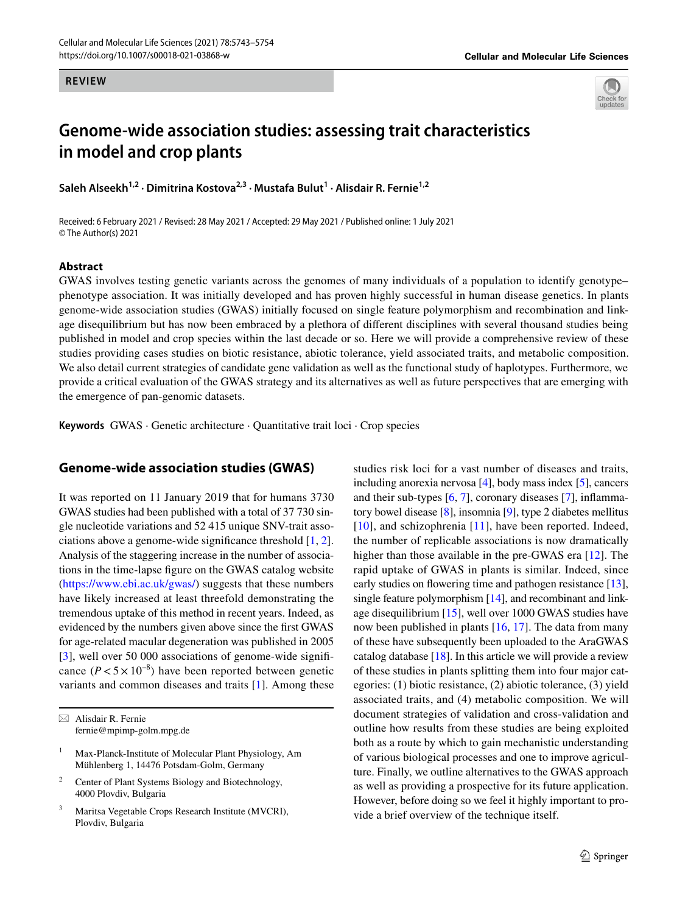REVIEW

# Genome-wide association studies: assessing trait characteristics in model and crop plants

**Saleh Alseekh[1,2] · Dimitrina Kostova[2,3] · Mustafa Bulut[1] · Alisdair R. Fernie[1,2]**

Received: 6 February 2021 / Revised: 28 May 2021 / Accepted: 29 May 2021 / Published online: 1 July 2021
© The Author(s) 2021

## Abstract

GWAS involves testing genetic variants across the genomes of many individuals of a population to identify genotype–phenotype association. It was initially developed and has proven highly successful in human disease genetics. In plants genome-wide association studies (GWAS) initially focused on single feature polymorphism and recombination and linkage disequilibrium but has now been embraced by a plethora of different disciplines with several thousand studies being published in model and crop species within the last decade or so. Here we will provide a comprehensive review of these studies providing cases studies on biotic resistance, abiotic tolerance, yield associated traits, and metabolic composition. We also detail current strategies of candidate gene validation as well as the functional study of haplotypes. Furthermore, we provide a critical evaluation of the GWAS strategy and its alternatives as well as future perspectives that are emerging with the emergence of pan-genomic datasets.

**Keywords** GWAS · Genetic architecture · Quantitative trait loci · Crop species

## Genome-wide association studies (GWAS)

It was reported on 11 January 2019 that for humans 3730 GWAS studies had been published with a total of 37 730 single nucleotide variations and 52 415 unique SNV-trait associations above a genome-wide significance threshold [1, 2]. Analysis of the staggering increase in the number of associations in the time-lapse figure on the GWAS catalog website (https://www.ebi.ac.uk/gwas/) suggests that these numbers have likely increased at least threefold demonstrating the tremendous uptake of this method in recent years. Indeed, as evidenced by the numbers given above since the first GWAS for age-related macular degeneration was published in 2005 [3], well over 50 000 associations of genome-wide significance ($P < 5 \times 10^{-8}$) have been reported between genetic variants and common diseases and traits [1]. Among these studies risk loci for a vast number of diseases and traits, including anorexia nervosa [4], body mass index [5], cancers and their sub-types [6, 7], coronary diseases [7], inflammatory bowel disease [8], insomnia [9], type 2 diabetes mellitus [10], and schizophrenia [11], have been reported. Indeed, the number of replicable associations is now dramatically higher than those available in the pre-GWAS era [12]. The rapid uptake of GWAS in plants is similar. Indeed, since early studies on flowering time and pathogen resistance [13], single feature polymorphism [14], and recombinant and linkage disequilibrium [15], well over 1000 GWAS studies have now been published in plants [16, 17]. The data from many of these have subsequently been uploaded to the AraGWAS catalog database [18]. In this article we will provide a review of these studies in plants splitting them into four major categories: (1) biotic resistance, (2) abiotic tolerance, (3) yield associated traits, and (4) metabolic composition. We will document strategies of validation and cross-validation and outline how results from these studies are being exploited both as a route by which to gain mechanistic understanding of various biological processes and one to improve agriculture. Finally, we outline alternatives to the GWAS approach as well as providing a prospective for its future application. However, before doing so we feel it highly important to provide a brief overview of the technique itself.

---

✉ Alisdair R. Fernie
fernie@mpimp-golm.mpg.de

1 Max-Planck-Institute of Molecular Plant Physiology, Am Mühlenberg 1, 14476 Potsdam-Golm, Germany

2 Center of Plant Systems Biology and Biotechnology, 4000 Plovdiv, Bulgaria

3 Maritsa Vegetable Crops Research Institute (MVCRI), Plovdiv, Bulgaria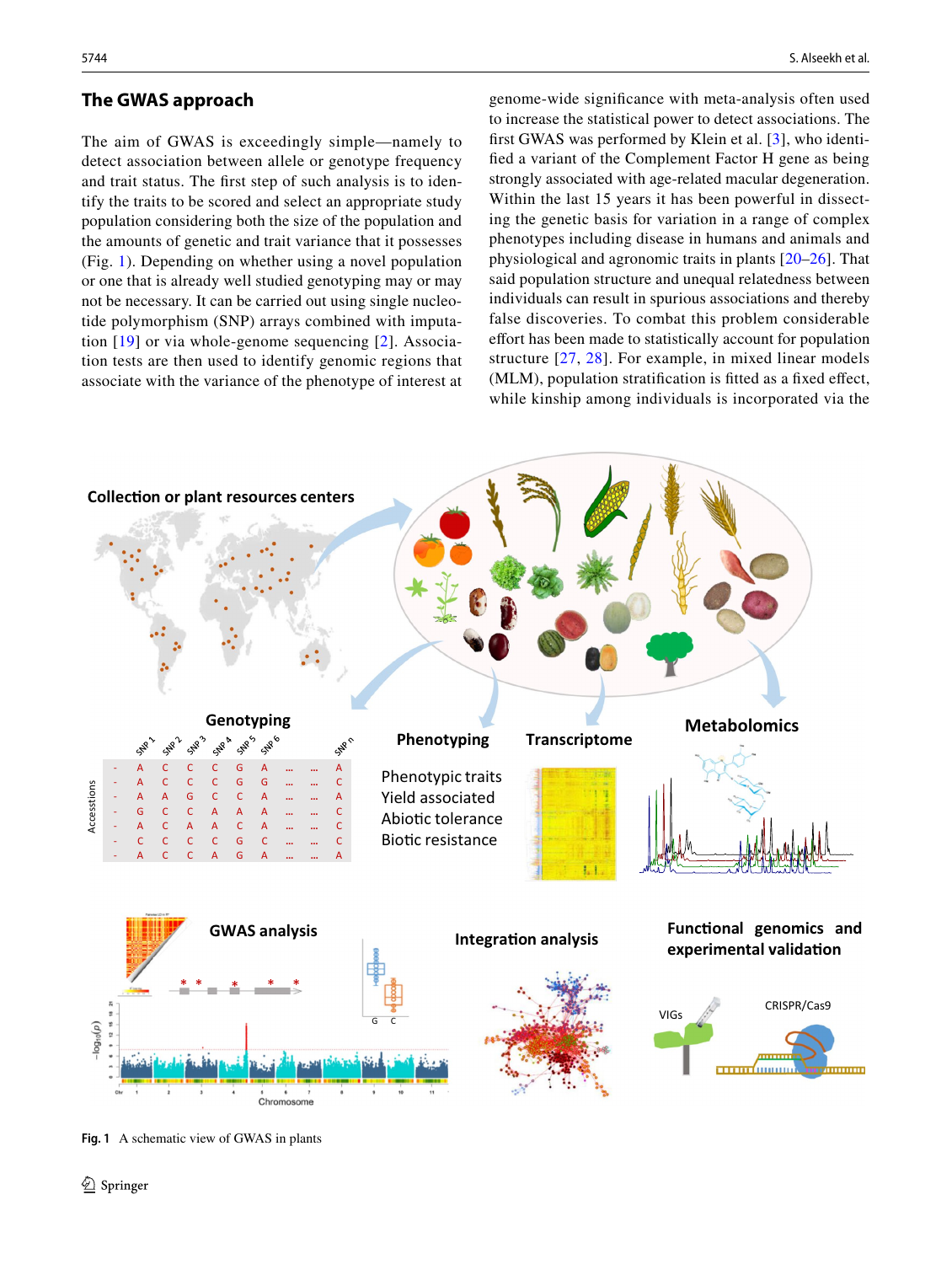## The GWAS approach

The aim of GWAS is exceedingly simple—namely to detect association between allele or genotype frequency and trait status. The first step of such analysis is to identify the traits to be scored and select an appropriate study population considering both the size of the population and the amounts of genetic and trait variance that it possesses (Fig. 1). Depending on whether using a novel population or one that is already well studied genotyping may or may not be necessary. It can be carried out using single nucleotide polymorphism (SNP) arrays combined with imputation [19] or via whole-genome sequencing [2]. Association tests are then used to identify genomic regions that associate with the variance of the phenotype of interest at genome-wide significance with meta-analysis often used to increase the statistical power to detect associations. The first GWAS was performed by Klein et al. [3], who identified a variant of the Complement Factor H gene as being strongly associated with age-related macular degeneration. Within the last 15 years it has been powerful in dissecting the genetic basis for variation in a range of complex phenotypes including disease in humans and animals and physiological and agronomic traits in plants [20–26]. That said population structure and unequal relatedness between individuals can result in spurious associations and thereby false discoveries. To combat this problem considerable effort has been made to statistically account for population structure [27, 28]. For example, in mixed linear models (MLM), population stratification is fitted as a fixed effect, while kinship among individuals is incorporated via the

**Fig. 1** A schematic view of GWAS in plants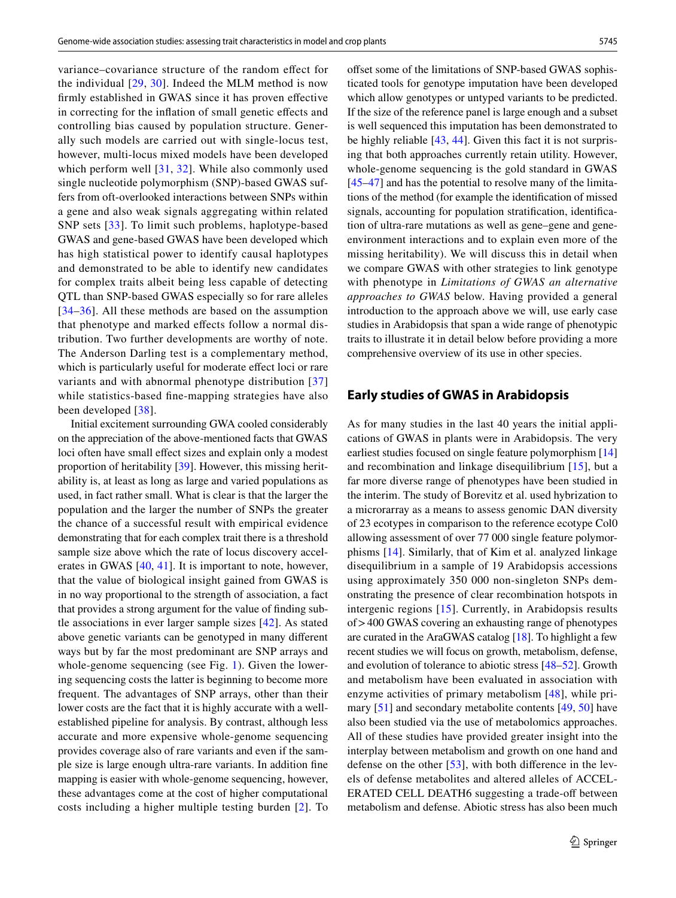variance–covariance structure of the random effect for the individual [29, 30]. Indeed the MLM method is now firmly established in GWAS since it has proven effective in correcting for the inflation of small genetic effects and controlling bias caused by population structure. Generally such models are carried out with single-locus test, however, multi-locus mixed models have been developed which perform well [31, 32]. While also commonly used single nucleotide polymorphism (SNP)-based GWAS suffers from oft-overlooked interactions between SNPs within a gene and also weak signals aggregating within related SNP sets [33]. To limit such problems, haplotype-based GWAS and gene-based GWAS have been developed which has high statistical power to identify causal haplotypes and demonstrated to be able to identify new candidates for complex traits albeit being less capable of detecting QTL than SNP-based GWAS especially so for rare alleles [34–36]. All these methods are based on the assumption that phenotype and marked effects follow a normal distribution. Two further developments are worthy of note. The Anderson Darling test is a complementary method, which is particularly useful for moderate effect loci or rare variants and with abnormal phenotype distribution [37] while statistics-based fine-mapping strategies have also been developed [38].

Initial excitement surrounding GWA cooled considerably on the appreciation of the above-mentioned facts that GWAS loci often have small effect sizes and explain only a modest proportion of heritability [39]. However, this missing heritability is, at least as long as large and varied populations as used, in fact rather small. What is clear is that the larger the population and the larger the number of SNPs the greater the chance of a successful result with empirical evidence demonstrating that for each complex trait there is a threshold sample size above which the rate of locus discovery accelerates in GWAS [40, 41]. It is important to note, however, that the value of biological insight gained from GWAS is in no way proportional to the strength of association, a fact that provides a strong argument for the value of finding subtle associations in ever larger sample sizes [42]. As stated above genetic variants can be genotyped in many different ways but by far the most predominant are SNP arrays and whole-genome sequencing (see Fig. 1). Given the lowering sequencing costs the latter is beginning to become more frequent. The advantages of SNP arrays, other than their lower costs are the fact that it is highly accurate with a well-established pipeline for analysis. By contrast, although less accurate and more expensive whole-genome sequencing provides coverage also of rare variants and even if the sample size is large enough ultra-rare variants. In addition fine mapping is easier with whole-genome sequencing, however, these advantages come at the cost of higher computational costs including a higher multiple testing burden [2]. To offset some of the limitations of SNP-based GWAS sophisticated tools for genotype imputation have been developed which allow genotypes or untyped variants to be predicted. If the size of the reference panel is large enough and a subset is well sequenced this imputation has been demonstrated to be highly reliable [43, 44]. Given this fact it is not surprising that both approaches currently retain utility. However, whole-genome sequencing is the gold standard in GWAS [45–47] and has the potential to resolve many of the limitations of the method (for example the identification of missed signals, accounting for population stratification, identification of ultra-rare mutations as well as gene–gene and gene-environment interactions and to explain even more of the missing heritability). We will discuss this in detail when we compare GWAS with other strategies to link genotype with phenotype in *Limitations of GWAS an alternative approaches to GWAS* below. Having provided a general introduction to the approach above we will, use early case studies in Arabidopsis that span a wide range of phenotypic traits to illustrate it in detail below before providing a more comprehensive overview of its use in other species.

## Early studies of GWAS in Arabidopsis

As for many studies in the last 40 years the initial applications of GWAS in plants were in Arabidopsis. The very earliest studies focused on single feature polymorphism [14] and recombination and linkage disequilibrium [15], but a far more diverse range of phenotypes have been studied in the interim. The study of Borevitz et al. used hybrization to a microrarray as a means to assess genomic DAN diversity of 23 ecotypes in comparison to the reference ecotype Col0 allowing assessment of over 77 000 single feature polymorphisms [14]. Similarly, that of Kim et al. analyzed linkage disequilibrium in a sample of 19 Arabidopsis accessions using approximately 350 000 non-singleton SNPs demonstrating the presence of clear recombination hotspots in intergenic regions [15]. Currently, in Arabidopsis results of > 400 GWAS covering an exhausting range of phenotypes are curated in the AraGWAS catalog [18]. To highlight a few recent studies we will focus on growth, metabolism, defense, and evolution of tolerance to abiotic stress [48–52]. Growth and metabolism have been evaluated in association with enzyme activities of primary metabolism [48], while primary [51] and secondary metabolite contents [49, 50] have also been studied via the use of metabolomics approaches. All of these studies have provided greater insight into the interplay between metabolism and growth on one hand and defense on the other [53], with both difference in the levels of defense metabolites and altered alleles of ACCELERATED CELL DEATH6 suggesting a trade-off between metabolism and defense. Abiotic stress has also been much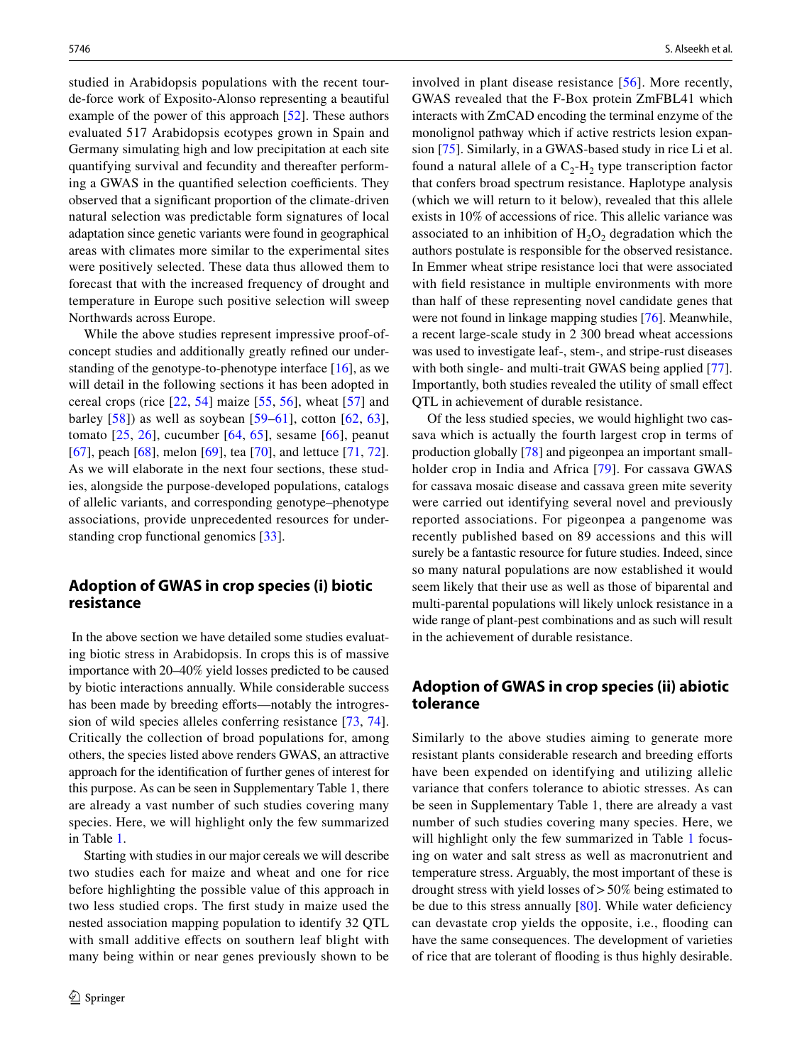studied in Arabidopsis populations with the recent tour-de-force work of Exposito-Alonso representing a beautiful example of the power of this approach [52]. These authors evaluated 517 Arabidopsis ecotypes grown in Spain and Germany simulating high and low precipitation at each site quantifying survival and fecundity and thereafter performing a GWAS in the quantified selection coefficients. They observed that a significant proportion of the climate-driven natural selection was predictable form signatures of local adaptation since genetic variants were found in geographical areas with climates more similar to the experimental sites were positively selected. These data thus allowed them to forecast that with the increased frequency of drought and temperature in Europe such positive selection will sweep Northwards across Europe.

While the above studies represent impressive proof-of-concept studies and additionally greatly refined our understanding of the genotype-to-phenotype interface [16], as we will detail in the following sections it has been adopted in cereal crops (rice [22, 54] maize [55, 56], wheat [57] and barley [58]) as well as soybean [59–61], cotton [62, 63], tomato [25, 26], cucumber [64, 65], sesame [66], peanut [67], peach [68], melon [69], tea [70], and lettuce [71, 72]. As we will elaborate in the next four sections, these studies, alongside the purpose-developed populations, catalogs of allelic variants, and corresponding genotype–phenotype associations, provide unprecedented resources for understanding crop functional genomics [33].

## Adoption of GWAS in crop species (i) biotic resistance

In the above section we have detailed some studies evaluating biotic stress in Arabidopsis. In crops this is of massive importance with 20–40% yield losses predicted to be caused by biotic interactions annually. While considerable success has been made by breeding efforts—notably the introgression of wild species alleles conferring resistance [73, 74]. Critically the collection of broad populations for, among others, the species listed above renders GWAS, an attractive approach for the identification of further genes of interest for this purpose. As can be seen in Supplementary Table 1, there are already a vast number of such studies covering many species. Here, we will highlight only the few summarized in Table 1.

Starting with studies in our major cereals we will describe two studies each for maize and wheat and one for rice before highlighting the possible value of this approach in two less studied crops. The first study in maize used the nested association mapping population to identify 32 QTL with small additive effects on southern leaf blight with many being within or near genes previously shown to be involved in plant disease resistance [56]. More recently, GWAS revealed that the F-Box protein ZmFBL41 which interacts with ZmCAD encoding the terminal enzyme of the monolignol pathway which if active restricts lesion expansion [75]. Similarly, in a GWAS-based study in rice Li et al. found a natural allele of a $C_2$-$H_2$ type transcription factor that confers broad spectrum resistance. Haplotype analysis (which we will return to it below), revealed that this allele exists in 10% of accessions of rice. This allelic variance was associated to an inhibition of $H_2O_2$ degradation which the authors postulate is responsible for the observed resistance. In Emmer wheat stripe resistance loci that were associated with field resistance in multiple environments with more than half of these representing novel candidate genes that were not found in linkage mapping studies [76]. Meanwhile, a recent large-scale study in 2 300 bread wheat accessions was used to investigate leaf-, stem-, and stripe-rust diseases with both single- and multi-trait GWAS being applied [77]. Importantly, both studies revealed the utility of small effect QTL in achievement of durable resistance.

Of the less studied species, we would highlight two cassava which is actually the fourth largest crop in terms of production globally [78] and pigeonpea an important small-holder crop in India and Africa [79]. For cassava GWAS for cassava mosaic disease and cassava green mite severity were carried out identifying several novel and previously reported associations. For pigeonpea a pangenome was recently published based on 89 accessions and this will surely be a fantastic resource for future studies. Indeed, since so many natural populations are now established it would seem likely that their use as well as those of biparental and multi-parental populations will likely unlock resistance in a wide range of plant-pest combinations and as such will result in the achievement of durable resistance.

## Adoption of GWAS in crop species (ii) abiotic tolerance

Similarly to the above studies aiming to generate more resistant plants considerable research and breeding efforts have been expended on identifying and utilizing allelic variance that confers tolerance to abiotic stresses. As can be seen in Supplementary Table 1, there are already a vast number of such studies covering many species. Here, we will highlight only the few summarized in Table 1 focusing on water and salt stress as well as macronutrient and temperature stress. Arguably, the most important of these is drought stress with yield losses of > 50% being estimated to be due to this stress annually [80]. While water deficiency can devastate crop yields the opposite, i.e., flooding can have the same consequences. The development of varieties of rice that are tolerant of flooding is thus highly desirable.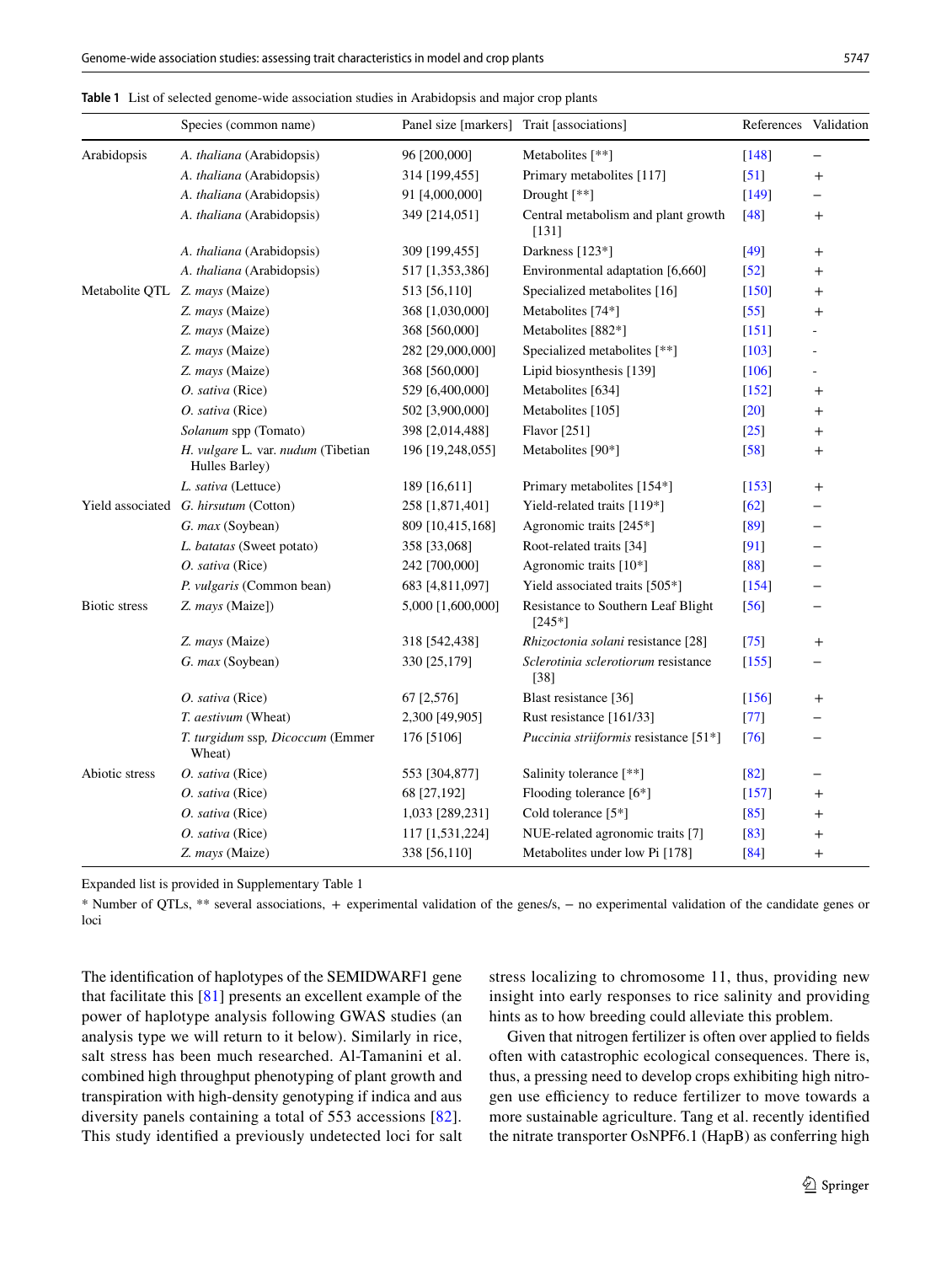**Table 1** List of selected genome-wide association studies in Arabidopsis and major crop plants

| | Species (common name) | Panel size [markers] | Trait [associations] | References | Validation |
|---|---|---|---|---|---|
| Arabidopsis | *A. thaliana* (Arabidopsis) | 96 [200,000] | Metabolites [**] | [148] | – |
| | *A. thaliana* (Arabidopsis) | 314 [199,455] | Primary metabolites [117] | [51] | + |
| | *A. thaliana* (Arabidopsis) | 91 [4,000,000] | Drought [**] | [149] | – |
| | *A. thaliana* (Arabidopsis) | 349 [214,051] | Central metabolism and plant growth [131] | [48] | + |
| | *A. thaliana* (Arabidopsis) | 309 [199,455] | Darkness [123*] | [49] | + |
| | *A. thaliana* (Arabidopsis) | 517 [1,353,386] | Environmental adaptation [6,660] | [52] | + |
| Metabolite QTL | *Z. mays* (Maize) | 513 [56,110] | Specialized metabolites [16] | [150] | + |
| | *Z. mays* (Maize) | 368 [1,030,000] | Metabolites [74*] | [55] | + |
| | *Z. mays* (Maize) | 368 [560,000] | Metabolites [882*] | [151] | - |
| | *Z. mays* (Maize) | 282 [29,000,000] | Specialized metabolites [**] | [103] | - |
| | *Z. mays* (Maize) | 368 [560,000] | Lipid biosynthesis [139] | [106] | - |
| | *O. sativa* (Rice) | 529 [6,400,000] | Metabolites [634] | [152] | + |
| | *O. sativa* (Rice) | 502 [3,900,000] | Metabolites [105] | [20] | + |
| | *Solanum* spp (Tomato) | 398 [2,014,488] | Flavor [251] | [25] | + |
| | *H. vulgare* L. var. *nudum* (Tibetian Hulles Barley) | 196 [19,248,055] | Metabolites [90*] | [58] | + |
| | *L. sativa* (Lettuce) | 189 [16,611] | Primary metabolites [154*] | [153] | + |
| Yield associated | *G. hirsutum* (Cotton) | 258 [1,871,401] | Yield-related traits [119*] | [62] | – |
| | *G. max* (Soybean) | 809 [10,415,168] | Agronomic traits [245*] | [89] | – |
| | *L. batatas* (Sweet potato) | 358 [33,068] | Root-related traits [34] | [91] | – |
| | *O. sativa* (Rice) | 242 [700,000] | Agronomic traits [10*] | [88] | – |
| | *P. vulgaris* (Common bean) | 683 [4,811,097] | Yield associated traits [505*] | [154] | – |
| Biotic stress | *Z. mays* (Maize]) | 5,000 [1,600,000] | Resistance to Southern Leaf Blight [245*] | [56] | – |
| | *Z. mays* (Maize) | 318 [542,438] | *Rhizoctonia solani* resistance [28] | [75] | + |
| | *G. max* (Soybean) | 330 [25,179] | *Sclerotinia sclerotiorum* resistance [38] | [155] | – |
| | *O. sativa* (Rice) | 67 [2,576] | Blast resistance [36] | [156] | + |
| | *T. aestivum* (Wheat) | 2,300 [49,905] | Rust resistance [161/33] | [77] | – |
| | *T. turgidum* ssp, *Dicoccum* (Emmer Wheat) | 176 [5106] | *Puccinia striiformis* resistance [51*] | [76] | – |
| Abiotic stress | *O. sativa* (Rice) | 553 [304,877] | Salinity tolerance [**] | [82] | – |
| | *O. sativa* (Rice) | 68 [27,192] | Flooding tolerance [6*] | [157] | + |
| | *O. sativa* (Rice) | 1,033 [289,231] | Cold tolerance [5*] | [85] | + |
| | *O. sativa* (Rice) | 117 [1,531,224] | NUE-related agronomic traits [7] | [83] | + |
| | *Z. mays* (Maize) | 338 [56,110] | Metabolites under low Pi [178] | [84] | + |

Expanded list is provided in Supplementary Table 1

* Number of QTLs, ** several associations, + experimental validation of the genes/s, – no experimental validation of the candidate genes or loci

The identification of haplotypes of the SEMIDWARF1 gene that facilitate this [81] presents an excellent example of the power of haplotype analysis following GWAS studies (an analysis type we will return to it below). Similarly in rice, salt stress has been much researched. Al-Tamanini et al. combined high throughput phenotyping of plant growth and transpiration with high-density genotyping if indica and aus diversity panels containing a total of 553 accessions [82]. This study identified a previously undetected loci for salt stress localizing to chromosome 11, thus, providing new insight into early responses to rice salinity and providing hints as to how breeding could alleviate this problem.

Given that nitrogen fertilizer is often over applied to fields often with catastrophic ecological consequences. There is, thus, a pressing need to develop crops exhibiting high nitrogen use efficiency to reduce fertilizer to move towards a more sustainable agriculture. Tang et al. recently identified the nitrate transporter OsNPF6.1 (HapB) as conferring high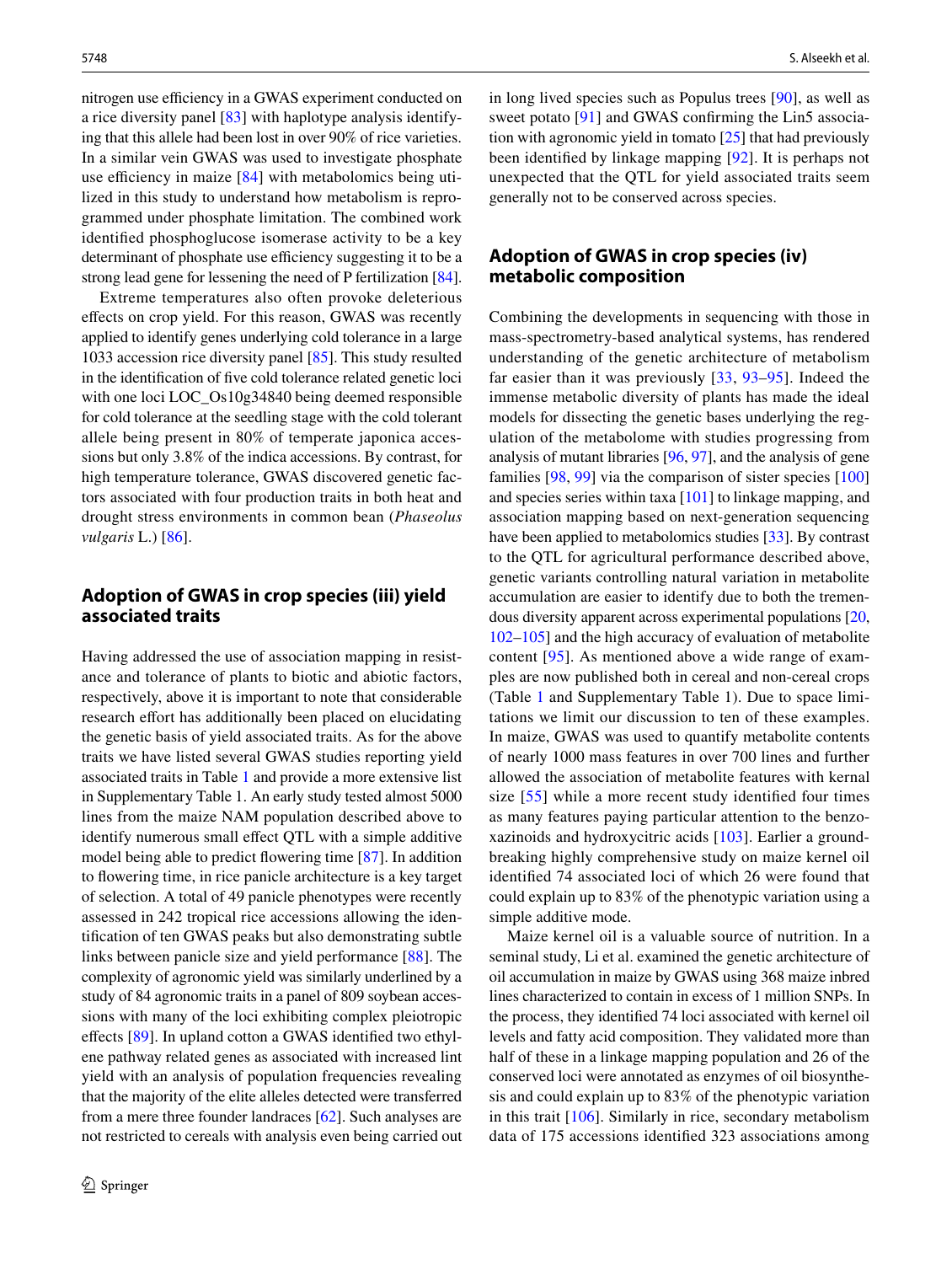nitrogen use efficiency in a GWAS experiment conducted on a rice diversity panel [83] with haplotype analysis identifying that this allele had been lost in over 90% of rice varieties. In a similar vein GWAS was used to investigate phosphate use efficiency in maize [84] with metabolomics being utilized in this study to understand how metabolism is reprogrammed under phosphate limitation. The combined work identified phosphoglucose isomerase activity to be a key determinant of phosphate use efficiency suggesting it to be a strong lead gene for lessening the need of P fertilization [84].

Extreme temperatures also often provoke deleterious effects on crop yield. For this reason, GWAS was recently applied to identify genes underlying cold tolerance in a large 1033 accession rice diversity panel [85]. This study resulted in the identification of five cold tolerance related genetic loci with one loci LOC_Os10g34840 being deemed responsible for cold tolerance at the seedling stage with the cold tolerant allele being present in 80% of temperate japonica accessions but only 3.8% of the indica accessions. By contrast, for high temperature tolerance, GWAS discovered genetic factors associated with four production traits in both heat and drought stress environments in common bean (*Phaseolus vulgaris* L.) [86].

## Adoption of GWAS in crop species (iii) yield associated traits

Having addressed the use of association mapping in resistance and tolerance of plants to biotic and abiotic factors, respectively, above it is important to note that considerable research effort has additionally been placed on elucidating the genetic basis of yield associated traits. As for the above traits we have listed several GWAS studies reporting yield associated traits in Table 1 and provide a more extensive list in Supplementary Table 1. An early study tested almost 5000 lines from the maize NAM population described above to identify numerous small effect QTL with a simple additive model being able to predict flowering time [87]. In addition to flowering time, in rice panicle architecture is a key target of selection. A total of 49 panicle phenotypes were recently assessed in 242 tropical rice accessions allowing the identification of ten GWAS peaks but also demonstrating subtle links between panicle size and yield performance [88]. The complexity of agronomic yield was similarly underlined by a study of 84 agronomic traits in a panel of 809 soybean accessions with many of the loci exhibiting complex pleiotropic effects [89]. In upland cotton a GWAS identified two ethylene pathway related genes as associated with increased lint yield with an analysis of population frequencies revealing that the majority of the elite alleles detected were transferred from a mere three founder landraces [62]. Such analyses are not restricted to cereals with analysis even being carried out in long lived species such as Populus trees [90], as well as sweet potato [91] and GWAS confirming the Lin5 association with agronomic yield in tomato [25] that had previously been identified by linkage mapping [92]. It is perhaps not unexpected that the QTL for yield associated traits seem generally not to be conserved across species.

## Adoption of GWAS in crop species (iv) metabolic composition

Combining the developments in sequencing with those in mass-spectrometry-based analytical systems, has rendered understanding of the genetic architecture of metabolism far easier than it was previously [33, 93–95]. Indeed the immense metabolic diversity of plants has made the ideal models for dissecting the genetic bases underlying the regulation of the metabolome with studies progressing from analysis of mutant libraries [96, 97], and the analysis of gene families [98, 99] via the comparison of sister species [100] and species series within taxa [101] to linkage mapping, and association mapping based on next-generation sequencing have been applied to metabolomics studies [33]. By contrast to the QTL for agricultural performance described above, genetic variants controlling natural variation in metabolite accumulation are easier to identify due to both the tremendous diversity apparent across experimental populations [20, 102–105] and the high accuracy of evaluation of metabolite content [95]. As mentioned above a wide range of examples are now published both in cereal and non-cereal crops (Table 1 and Supplementary Table 1). Due to space limitations we limit our discussion to ten of these examples. In maize, GWAS was used to quantify metabolite contents of nearly 1000 mass features in over 700 lines and further allowed the association of metabolite features with kernal size [55] while a more recent study identified four times as many features paying particular attention to the benzoxazinoids and hydroxycitric acids [103]. Earlier a groundbreaking highly comprehensive study on maize kernel oil identified 74 associated loci of which 26 were found that could explain up to 83% of the phenotypic variation using a simple additive mode.

Maize kernel oil is a valuable source of nutrition. In a seminal study, Li et al. examined the genetic architecture of oil accumulation in maize by GWAS using 368 maize inbred lines characterized to contain in excess of 1 million SNPs. In the process, they identified 74 loci associated with kernel oil levels and fatty acid composition. They validated more than half of these in a linkage mapping population and 26 of the conserved loci were annotated as enzymes of oil biosynthesis and could explain up to 83% of the phenotypic variation in this trait [106]. Similarly in rice, secondary metabolism data of 175 accessions identified 323 associations among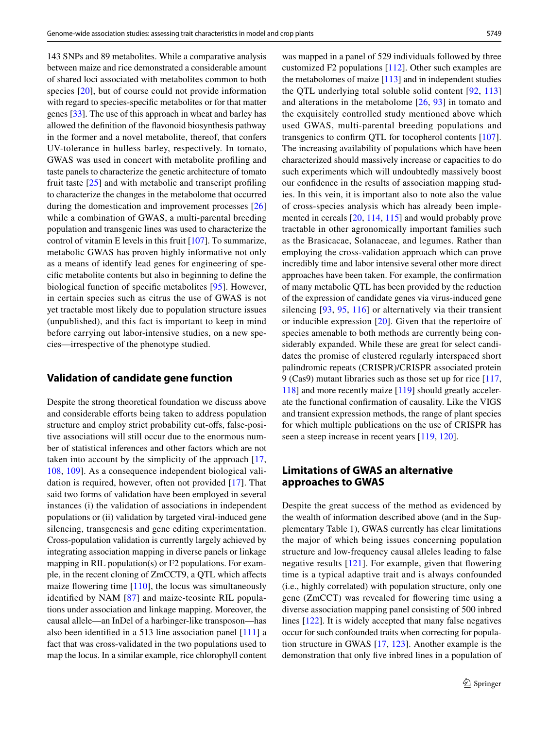143 SNPs and 89 metabolites. While a comparative analysis between maize and rice demonstrated a considerable amount of shared loci associated with metabolites common to both species [20], but of course could not provide information with regard to species-specific metabolites or for that matter genes [33]. The use of this approach in wheat and barley has allowed the definition of the flavonoid biosynthesis pathway in the former and a novel metabolite, thereof, that confers UV-tolerance in hulless barley, respectively. In tomato, GWAS was used in concert with metabolite profiling and taste panels to characterize the genetic architecture of tomato fruit taste [25] and with metabolic and transcript profiling to characterize the changes in the metabolome that occurred during the domestication and improvement processes [26] while a combination of GWAS, a multi-parental breeding population and transgenic lines was used to characterize the control of vitamin E levels in this fruit [107]. To summarize, metabolic GWAS has proven highly informative not only as a means of identify lead genes for engineering of specific metabolite contents but also in beginning to define the biological function of specific metabolites [95]. However, in certain species such as citrus the use of GWAS is not yet tractable most likely due to population structure issues (unpublished), and this fact is important to keep in mind before carrying out labor-intensive studies, on a new species—irrespective of the phenotype studied.

## Validation of candidate gene function

Despite the strong theoretical foundation we discuss above and considerable efforts being taken to address population structure and employ strict probability cut-offs, false-positive associations will still occur due to the enormous number of statistical inferences and other factors which are not taken into account by the simplicity of the approach [17, 108, 109]. As a consequence independent biological validation is required, however, often not provided [17]. That said two forms of validation have been employed in several instances (i) the validation of associations in independent populations or (ii) validation by targeted viral-induced gene silencing, transgenesis and gene editing experimentation. Cross-population validation is currently largely achieved by integrating association mapping in diverse panels or linkage mapping in RIL population(s) or F2 populations. For example, in the recent cloning of ZmCCT9, a QTL which affects maize flowering time [110], the locus was simultaneously identified by NAM [87] and maize-teosinte RIL populations under association and linkage mapping. Moreover, the causal allele—an InDel of a harbinger-like transposon—has also been identified in a 513 line association panel [111] a fact that was cross-validated in the two populations used to map the locus. In a similar example, rice chlorophyll content was mapped in a panel of 529 individuals followed by three customized F2 populations [112]. Other such examples are the metabolomes of maize [113] and in independent studies the QTL underlying total soluble solid content [92, 113] and alterations in the metabolome [26, 93] in tomato and the exquisitely controlled study mentioned above which used GWAS, multi-parental breeding populations and transgenics to confirm QTL for tocopherol contents [107]. The increasing availability of populations which have been characterized should massively increase or capacities to do such experiments which will undoubtedly massively boost our confidence in the results of association mapping studies. In this vein, it is important also to note also the value of cross-species analysis which has already been implemented in cereals [20, 114, 115] and would probably prove tractable in other agronomically important families such as the Brasicacae, Solanaceae, and legumes. Rather than employing the cross-validation approach which can prove incredibly time and labor intensive several other more direct approaches have been taken. For example, the confirmation of many metabolic QTL has been provided by the reduction of the expression of candidate genes via virus-induced gene silencing [93, 95, 116] or alternatively via their transient or inducible expression [20]. Given that the repertoire of species amenable to both methods are currently being considerably expanded. While these are great for select candidates the promise of clustered regularly interspaced short palindromic repeats (CRISPR)/CRISPR associated protein 9 (Cas9) mutant libraries such as those set up for rice [117, 118] and more recently maize [119] should greatly accelerate the functional confirmation of causality. Like the VIGS and transient expression methods, the range of plant species for which multiple publications on the use of CRISPR has seen a steep increase in recent years [119, 120].

## Limitations of GWAS an alternative approaches to GWAS

Despite the great success of the method as evidenced by the wealth of information described above (and in the Supplementary Table 1), GWAS currently has clear limitations the major of which being issues concerning population structure and low-frequency causal alleles leading to false negative results [121]. For example, given that flowering time is a typical adaptive trait and is always confounded (i.e., highly correlated) with population structure, only one gene (ZmCCT) was revealed for flowering time using a diverse association mapping panel consisting of 500 inbred lines [122]. It is widely accepted that many false negatives occur for such confounded traits when correcting for population structure in GWAS [17, 123]. Another example is the demonstration that only five inbred lines in a population of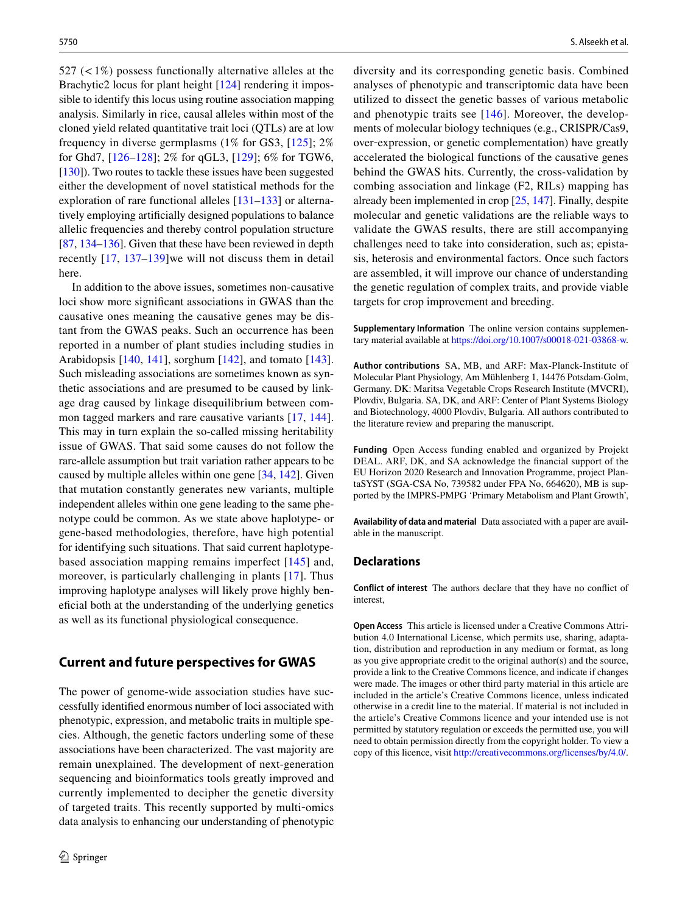527 (< 1%) possess functionally alternative alleles at the Brachytic2 locus for plant height [124] rendering it impossible to identify this locus using routine association mapping analysis. Similarly in rice, causal alleles within most of the cloned yield related quantitative trait loci (QTLs) are at low frequency in diverse germplasms (1% for GS3, [125]; 2% for Ghd7, [126–128]; 2% for qGL3, [129]; 6% for TGW6, [130]). Two routes to tackle these issues have been suggested either the development of novel statistical methods for the exploration of rare functional alleles [131–133] or alternatively employing artificially designed populations to balance allelic frequencies and thereby control population structure [87, 134–136]. Given that these have been reviewed in depth recently [17, 137–139]we will not discuss them in detail here.

In addition to the above issues, sometimes non-causative loci show more significant associations in GWAS than the causative ones meaning the causative genes may be distant from the GWAS peaks. Such an occurrence has been reported in a number of plant studies including studies in Arabidopsis [140, 141], sorghum [142], and tomato [143]. Such misleading associations are sometimes known as synthetic associations and are presumed to be caused by linkage drag caused by linkage disequilibrium between common tagged markers and rare causative variants [17, 144]. This may in turn explain the so-called missing heritability issue of GWAS. That said some causes do not follow the rare-allele assumption but trait variation rather appears to be caused by multiple alleles within one gene [34, 142]. Given that mutation constantly generates new variants, multiple independent alleles within one gene leading to the same phenotype could be common. As we state above haplotype- or gene-based methodologies, therefore, have high potential for identifying such situations. That said current haplotype-based association mapping remains imperfect [145] and, moreover, is particularly challenging in plants [17]. Thus improving haplotype analyses will likely prove highly beneficial both at the understanding of the underlying genetics as well as its functional physiological consequence.

## Current and future perspectives for GWAS

The power of genome-wide association studies have successfully identified enormous number of loci associated with phenotypic, expression, and metabolic traits in multiple species. Although, the genetic factors underling some of these associations have been characterized. The vast majority are remain unexplained. The development of next-generation sequencing and bioinformatics tools greatly improved and currently implemented to decipher the genetic diversity of targeted traits. This recently supported by multi-omics data analysis to enhancing our understanding of phenotypic diversity and its corresponding genetic basis. Combined analyses of phenotypic and transcriptomic data have been utilized to dissect the genetic basses of various metabolic and phenotypic traits see [146]. Moreover, the developments of molecular biology techniques (e.g., CRISPR/Cas9, over-expression, or genetic complementation) have greatly accelerated the biological functions of the causative genes behind the GWAS hits. Currently, the cross-validation by combing association and linkage (F2, RILs) mapping has already been implemented in crop [25, 147]. Finally, despite molecular and genetic validations are the reliable ways to validate the GWAS results, there are still accompanying challenges need to take into consideration, such as; epistasis, heterosis and environmental factors. Once such factors are assembled, it will improve our chance of understanding the genetic regulation of complex traits, and provide viable targets for crop improvement and breeding.

**Supplementary Information** The online version contains supplementary material available at https://doi.org/10.1007/s00018-021-03868-w.

**Author contributions** SA, MB, and ARF: Max-Planck-Institute of Molecular Plant Physiology, Am Mühlenberg 1, 14476 Potsdam-Golm, Germany. DK: Maritsa Vegetable Crops Research Institute (MVCRI), Plovdiv, Bulgaria. SA, DK, and ARF: Center of Plant Systems Biology and Biotechnology, 4000 Plovdiv, Bulgaria. All authors contributed to the literature review and preparing the manuscript.

**Funding** Open Access funding enabled and organized by Projekt DEAL. ARF, DK, and SA acknowledge the financial support of the EU Horizon 2020 Research and Innovation Programme, project PlantaSYST (SGA-CSA No, 739582 under FPA No, 664620), MB is supported by the IMPRS-PMPG 'Primary Metabolism and Plant Growth',

**Availability of data and material** Data associated with a paper are available in the manuscript.

## Declarations

**Conflict of interest** The authors declare that they have no conflict of interest,

**Open Access** This article is licensed under a Creative Commons Attribution 4.0 International License, which permits use, sharing, adaptation, distribution and reproduction in any medium or format, as long as you give appropriate credit to the original author(s) and the source, provide a link to the Creative Commons licence, and indicate if changes were made. The images or other third party material in this article are included in the article's Creative Commons licence, unless indicated otherwise in a credit line to the material. If material is not included in the article's Creative Commons licence and your intended use is not permitted by statutory regulation or exceeds the permitted use, you will need to obtain permission directly from the copyright holder. To view a copy of this licence, visit http://creativecommons.org/licenses/by/4.0/.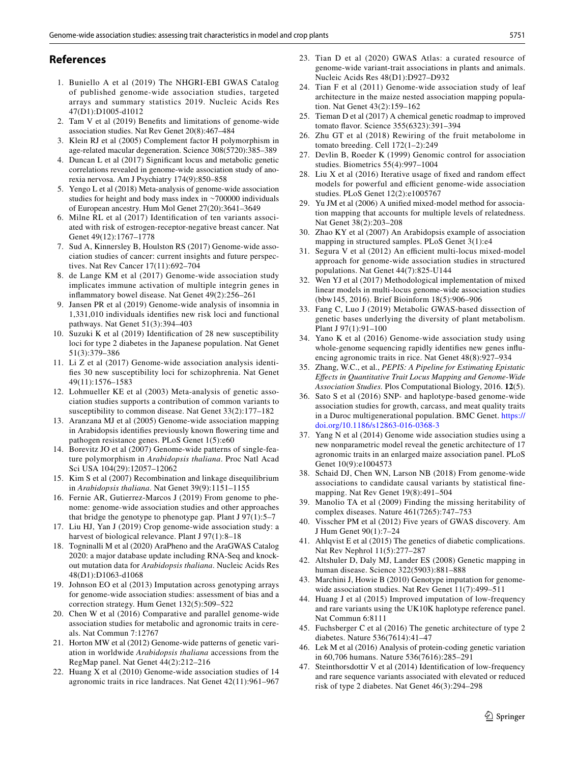## References

1. Buniello A et al (2019) The NHGRI-EBI GWAS Catalog of published genome-wide association studies, targeted arrays and summary statistics 2019. Nucleic Acids Res 47(D1):D1005-d1012
2. Tam V et al (2019) Benefits and limitations of genome-wide association studies. Nat Rev Genet 20(8):467–484
3. Klein RJ et al (2005) Complement factor H polymorphism in age-related macular degeneration. Science 308(5720):385–389
4. Duncan L et al (2017) Significant locus and metabolic genetic correlations revealed in genome-wide association study of anorexia nervosa. Am J Psychiatry 174(9):850–858
5. Yengo L et al (2018) Meta-analysis of genome-wide association studies for height and body mass index in ~700000 individuals of European ancestry. Hum Mol Genet 27(20):3641–3649
6. Milne RL et al (2017) Identification of ten variants associated with risk of estrogen-receptor-negative breast cancer. Nat Genet 49(12):1767–1778
7. Sud A, Kinnersley B, Houlston RS (2017) Genome-wide association studies of cancer: current insights and future perspectives. Nat Rev Cancer 17(11):692–704
8. de Lange KM et al (2017) Genome-wide association study implicates immune activation of multiple integrin genes in inflammatory bowel disease. Nat Genet 49(2):256–261
9. Jansen PR et al (2019) Genome-wide analysis of insomnia in 1,331,010 individuals identifies new risk loci and functional pathways. Nat Genet 51(3):394–403
10. Suzuki K et al (2019) Identification of 28 new susceptibility loci for type 2 diabetes in the Japanese population. Nat Genet 51(3):379–386
11. Li Z et al (2017) Genome-wide association analysis identifies 30 new susceptibility loci for schizophrenia. Nat Genet 49(11):1576–1583
12. Lohmueller KE et al (2003) Meta-analysis of genetic association studies supports a contribution of common variants to susceptibility to common disease. Nat Genet 33(2):177–182
13. Aranzana MJ et al (2005) Genome-wide association mapping in Arabidopsis identifies previously known flowering time and pathogen resistance genes. PLoS Genet 1(5):e60
14. Borevitz JO et al (2007) Genome-wide patterns of single-feature polymorphism in *Arabidopsis thaliana*. Proc Natl Acad Sci USA 104(29):12057–12062
15. Kim S et al (2007) Recombination and linkage disequilibrium in *Arabidopsis thaliana*. Nat Genet 39(9):1151–1155
16. Fernie AR, Gutierrez-Marcos J (2019) From genome to phenome: genome-wide association studies and other approaches that bridge the genotype to phenotype gap. Plant J 97(1):5–7
17. Liu HJ, Yan J (2019) Crop genome-wide association study: a harvest of biological relevance. Plant J 97(1):8–18
18. Togninalli M et al (2020) AraPheno and the AraGWAS Catalog 2020: a major database update including RNA-Seq and knockout mutation data for *Arabidopsis thaliana*. Nucleic Acids Res 48(D1):D1063-d1068
19. Johnson EO et al (2013) Imputation across genotyping arrays for genome-wide association studies: assessment of bias and a correction strategy. Hum Genet 132(5):509–522
20. Chen W et al (2016) Comparative and parallel genome-wide association studies for metabolic and agronomic traits in cereals. Nat Commun 7:12767
21. Horton MW et al (2012) Genome-wide patterns of genetic variation in worldwide *Arabidopsis thaliana* accessions from the RegMap panel. Nat Genet 44(2):212–216
22. Huang X et al (2010) Genome-wide association studies of 14 agronomic traits in rice landraces. Nat Genet 42(11):961–967
23. Tian D et al (2020) GWAS Atlas: a curated resource of genome-wide variant-trait associations in plants and animals. Nucleic Acids Res 48(D1):D927–D932
24. Tian F et al (2011) Genome-wide association study of leaf architecture in the maize nested association mapping population. Nat Genet 43(2):159–162
25. Tieman D et al (2017) A chemical genetic roadmap to improved tomato flavor. Science 355(6323):391–394
26. Zhu GT et al (2018) Rewiring of the fruit metabolome in tomato breeding. Cell 172(1–2):249
27. Devlin B, Roeder K (1999) Genomic control for association studies. Biometrics 55(4):997–1004
28. Liu X et al (2016) Iterative usage of fixed and random effect models for powerful and efficient genome-wide association studies. PLoS Genet 12(2):e1005767
29. Yu JM et al (2006) A unified mixed-model method for association mapping that accounts for multiple levels of relatedness. Nat Genet 38(2):203–208
30. Zhao KY et al (2007) An Arabidopsis example of association mapping in structured samples. PLoS Genet 3(1):e4
31. Segura V et al (2012) An efficient multi-locus mixed-model approach for genome-wide association studies in structured populations. Nat Genet 44(7):825-U144
32. Wen YJ et al (2017) Methodological implementation of mixed linear models in multi-locus genome-wide association studies (bbw145, 2016). Brief Bioinform 18(5):906–906
33. Fang C, Luo J (2019) Metabolic GWAS-based dissection of genetic bases underlying the diversity of plant metabolism. Plant J 97(1):91–100
34. Yano K et al (2016) Genome-wide association study using whole-genome sequencing rapidly identifies new genes influencing agronomic traits in rice. Nat Genet 48(8):927–934
35. Zhang, W.C., et al., *PEPIS: A Pipeline for Estimating Epistatic Effects in Quantitative Trait Locus Mapping and Genome-Wide Association Studies.* Plos Computational Biology, 2016. **12**(5).
36. Sato S et al (2016) SNP- and haplotype-based genome-wide association studies for growth, carcass, and meat quality traits in a Duroc multigenerational population. BMC Genet. https://doi.org/10.1186/s12863-016-0368-3
37. Yang N et al (2014) Genome wide association studies using a new nonparametric model reveal the genetic architecture of 17 agronomic traits in an enlarged maize association panel. PLoS Genet 10(9):e1004573
38. Schaid DJ, Chen WN, Larson NB (2018) From genome-wide associations to candidate causal variants by statistical fine-mapping. Nat Rev Genet 19(8):491–504
39. Manolio TA et al (2009) Finding the missing heritability of complex diseases. Nature 461(7265):747–753
40. Visscher PM et al (2012) Five years of GWAS discovery. Am J Hum Genet 90(1):7–24
41. Ahlqvist E et al (2015) The genetics of diabetic complications. Nat Rev Nephrol 11(5):277–287
42. Altshuler D, Daly MJ, Lander ES (2008) Genetic mapping in human disease. Science 322(5903):881–888
43. Marchini J, Howie B (2010) Genotype imputation for genome-wide association studies. Nat Rev Genet 11(7):499–511
44. Huang J et al (2015) Improved imputation of low-frequency and rare variants using the UK10K haplotype reference panel. Nat Commun 6:8111
45. Fuchsberger C et al (2016) The genetic architecture of type 2 diabetes. Nature 536(7614):41–47
46. Lek M et al (2016) Analysis of protein-coding genetic variation in 60,706 humans. Nature 536(7616):285–291
47. Steinthorsdottir V et al (2014) Identification of low-frequency and rare sequence variants associated with elevated or reduced risk of type 2 diabetes. Nat Genet 46(3):294–298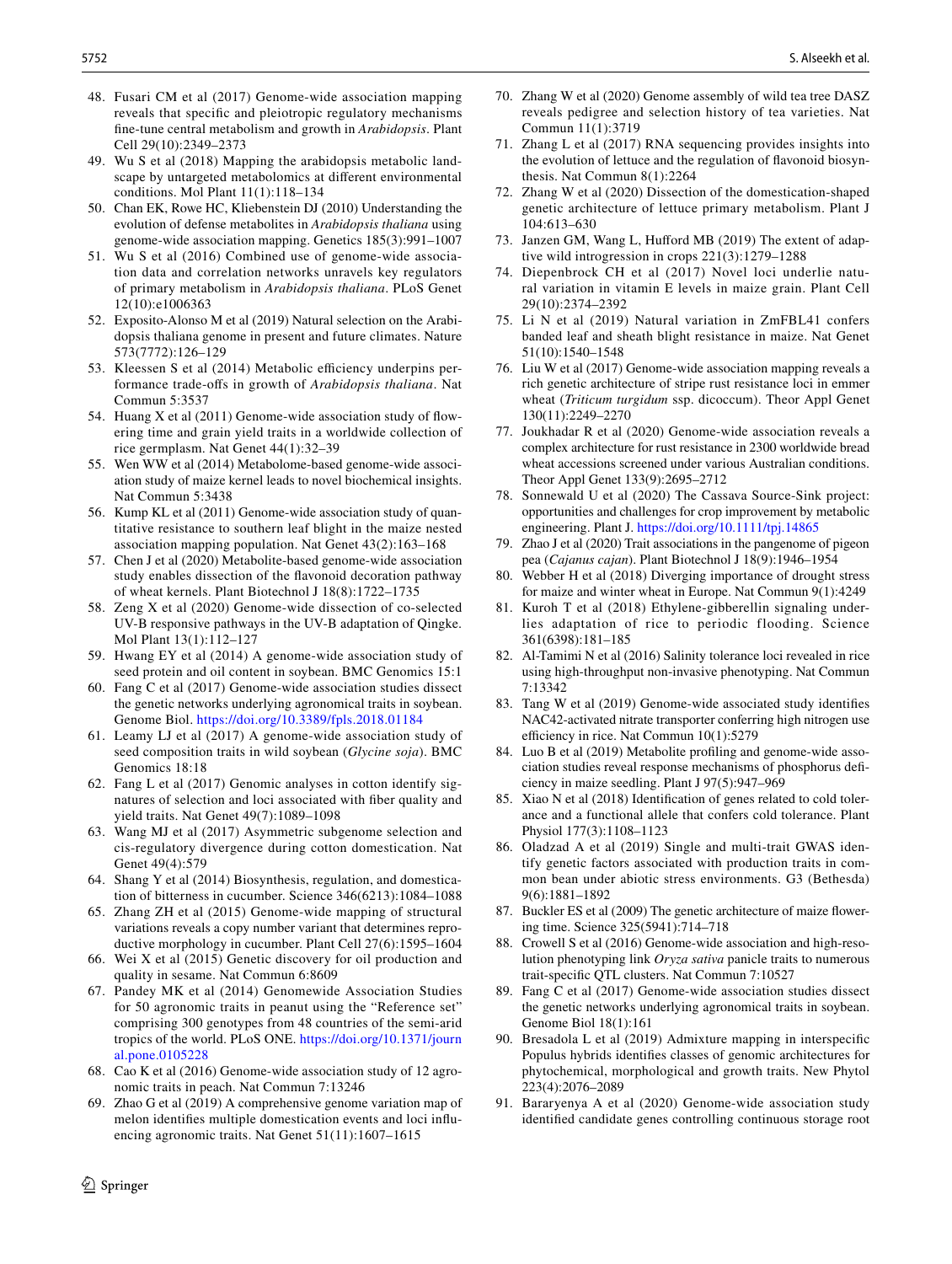48. Fusari CM et al (2017) Genome-wide association mapping reveals that specific and pleiotropic regulatory mechanisms fine-tune central metabolism and growth in *Arabidopsis*. Plant Cell 29(10):2349–2373
49. Wu S et al (2018) Mapping the arabidopsis metabolic landscape by untargeted metabolomics at different environmental conditions. Mol Plant 11(1):118–134
50. Chan EK, Rowe HC, Kliebenstein DJ (2010) Understanding the evolution of defense metabolites in *Arabidopsis thaliana* using genome-wide association mapping. Genetics 185(3):991–1007
51. Wu S et al (2016) Combined use of genome-wide association data and correlation networks unravels key regulators of primary metabolism in *Arabidopsis thaliana*. PLoS Genet 12(10):e1006363
52. Exposito-Alonso M et al (2019) Natural selection on the Arabidopsis thaliana genome in present and future climates. Nature 573(7772):126–129
53. Kleessen S et al (2014) Metabolic efficiency underpins performance trade-offs in growth of *Arabidopsis thaliana*. Nat Commun 5:3537
54. Huang X et al (2011) Genome-wide association study of flowering time and grain yield traits in a worldwide collection of rice germplasm. Nat Genet 44(1):32–39
55. Wen WW et al (2014) Metabolome-based genome-wide association study of maize kernel leads to novel biochemical insights. Nat Commun 5:3438
56. Kump KL et al (2011) Genome-wide association study of quantitative resistance to southern leaf blight in the maize nested association mapping population. Nat Genet 43(2):163–168
57. Chen J et al (2020) Metabolite-based genome-wide association study enables dissection of the flavonoid decoration pathway of wheat kernels. Plant Biotechnol J 18(8):1722–1735
58. Zeng X et al (2020) Genome-wide dissection of co-selected UV-B responsive pathways in the UV-B adaptation of Qingke. Mol Plant 13(1):112–127
59. Hwang EY et al (2014) A genome-wide association study of seed protein and oil content in soybean. BMC Genomics 15:1
60. Fang C et al (2017) Genome-wide association studies dissect the genetic networks underlying agronomical traits in soybean. Genome Biol. https://doi.org/10.3389/fpls.2018.01184
61. Leamy LJ et al (2017) A genome-wide association study of seed composition traits in wild soybean (*Glycine soja*). BMC Genomics 18:18
62. Fang L et al (2017) Genomic analyses in cotton identify signatures of selection and loci associated with fiber quality and yield traits. Nat Genet 49(7):1089–1098
63. Wang MJ et al (2017) Asymmetric subgenome selection and cis-regulatory divergence during cotton domestication. Nat Genet 49(4):579
64. Shang Y et al (2014) Biosynthesis, regulation, and domestication of bitterness in cucumber. Science 346(6213):1084–1088
65. Zhang ZH et al (2015) Genome-wide mapping of structural variations reveals a copy number variant that determines reproductive morphology in cucumber. Plant Cell 27(6):1595–1604
66. Wei X et al (2015) Genetic discovery for oil production and quality in sesame. Nat Commun 6:8609
67. Pandey MK et al (2014) Genomewide Association Studies for 50 agronomic traits in peanut using the "Reference set" comprising 300 genotypes from 48 countries of the semi-arid tropics of the world. PLoS ONE. https://doi.org/10.1371/journal.pone.0105228
68. Cao K et al (2016) Genome-wide association study of 12 agronomic traits in peach. Nat Commun 7:13246
69. Zhao G et al (2019) A comprehensive genome variation map of melon identifies multiple domestication events and loci influencing agronomic traits. Nat Genet 51(11):1607–1615
70. Zhang W et al (2020) Genome assembly of wild tea tree DASZ reveals pedigree and selection history of tea varieties. Nat Commun 11(1):3719
71. Zhang L et al (2017) RNA sequencing provides insights into the evolution of lettuce and the regulation of flavonoid biosynthesis. Nat Commun 8(1):2264
72. Zhang W et al (2020) Dissection of the domestication-shaped genetic architecture of lettuce primary metabolism. Plant J 104:613–630
73. Janzen GM, Wang L, Hufford MB (2019) The extent of adaptive wild introgression in crops 221(3):1279–1288
74. Diepenbrock CH et al (2017) Novel loci underlie natural variation in vitamin E levels in maize grain. Plant Cell 29(10):2374–2392
75. Li N et al (2019) Natural variation in ZmFBL41 confers banded leaf and sheath blight resistance in maize. Nat Genet 51(10):1540–1548
76. Liu W et al (2017) Genome-wide association mapping reveals a rich genetic architecture of stripe rust resistance loci in emmer wheat (*Triticum turgidum* ssp. dicoccum). Theor Appl Genet 130(11):2249–2270
77. Joukhadar R et al (2020) Genome-wide association reveals a complex architecture for rust resistance in 2300 worldwide bread wheat accessions screened under various Australian conditions. Theor Appl Genet 133(9):2695–2712
78. Sonnewald U et al (2020) The Cassava Source-Sink project: opportunities and challenges for crop improvement by metabolic engineering. Plant J. https://doi.org/10.1111/tpj.14865
79. Zhao J et al (2020) Trait associations in the pangenome of pigeon pea (*Cajanus cajan*). Plant Biotechnol J 18(9):1946–1954
80. Webber H et al (2018) Diverging importance of drought stress for maize and winter wheat in Europe. Nat Commun 9(1):4249
81. Kuroh T et al (2018) Ethylene-gibberellin signaling underlies adaptation of rice to periodic flooding. Science 361(6398):181–185
82. Al-Tamimi N et al (2016) Salinity tolerance loci revealed in rice using high-throughput non-invasive phenotyping. Nat Commun 7:13342
83. Tang W et al (2019) Genome-wide associated study identifies NAC42-activated nitrate transporter conferring high nitrogen use efficiency in rice. Nat Commun 10(1):5279
84. Luo B et al (2019) Metabolite profiling and genome-wide association studies reveal response mechanisms of phosphorus deficiency in maize seedling. Plant J 97(5):947–969
85. Xiao N et al (2018) Identification of genes related to cold tolerance and a functional allele that confers cold tolerance. Plant Physiol 177(3):1108–1123
86. Oladzad A et al (2019) Single and multi-trait GWAS identify genetic factors associated with production traits in common bean under abiotic stress environments. G3 (Bethesda) 9(6):1881–1892
87. Buckler ES et al (2009) The genetic architecture of maize flowering time. Science 325(5941):714–718
88. Crowell S et al (2016) Genome-wide association and high-resolution phenotyping link *Oryza sativa* panicle traits to numerous trait-specific QTL clusters. Nat Commun 7:10527
89. Fang C et al (2017) Genome-wide association studies dissect the genetic networks underlying agronomical traits in soybean. Genome Biol 18(1):161
90. Bresadola L et al (2019) Admixture mapping in interspecific Populus hybrids identifies classes of genomic architectures for phytochemical, morphological and growth traits. New Phytol 223(4):2076–2089
91. Bararyenya A et al (2020) Genome-wide association study identified candidate genes controlling continuous storage root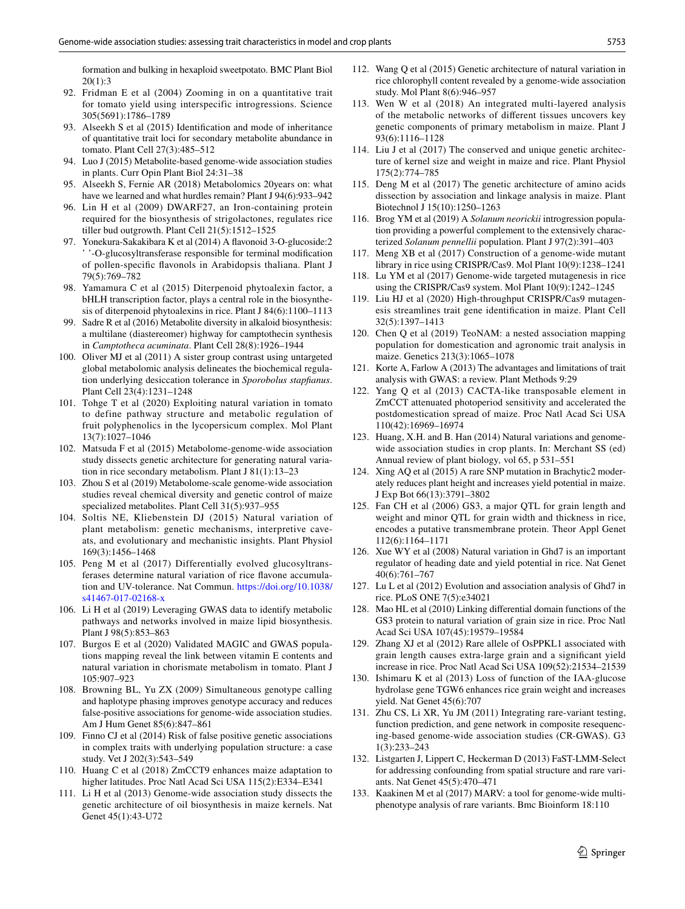formation and bulking in hexaploid sweetpotato. BMC Plant Biol 20(1):3

92. Fridman E et al (2004) Zooming in on a quantitative trait for tomato yield using interspecific introgressions. Science 305(5691):1786–1789
93. Alseekh S et al (2015) Identification and mode of inheritance of quantitative trait loci for secondary metabolite abundance in tomato. Plant Cell 27(3):485–512
94. Luo J (2015) Metabolite-based genome-wide association studies in plants. Curr Opin Plant Biol 24:31–38
95. Alseekh S, Fernie AR (2018) Metabolomics 20years on: what have we learned and what hurdles remain? Plant J 94(6):933–942
96. Lin H et al (2009) DWARF27, an Iron-containing protein required for the biosynthesis of strigolactones, regulates rice tiller bud outgrowth. Plant Cell 21(5):1512–1525
97. Yonekura-Sakakibara K et al (2014) A flavonoid 3-O-glucoside:2 ' '-O-glucosyltransferase responsible for terminal modification of pollen-specific flavonols in Arabidopsis thaliana. Plant J 79(5):769–782
98. Yamamura C et al (2015) Diterpenoid phytoalexin factor, a bHLH transcription factor, plays a central role in the biosynthesis of diterpenoid phytoalexins in rice. Plant J 84(6):1100–1113
99. Sadre R et al (2016) Metabolite diversity in alkaloid biosynthesis: a multilane (diastereomer) highway for camptothecin synthesis in *Camptotheca acuminata*. Plant Cell 28(8):1926–1944
100. Oliver MJ et al (2011) A sister group contrast using untargeted global metabolomic analysis delineates the biochemical regulation underlying desiccation tolerance in *Sporobolus stapfianus*. Plant Cell 23(4):1231–1248
101. Tohge T et al (2020) Exploiting natural variation in tomato to define pathway structure and metabolic regulation of fruit polyphenolics in the lycopersicum complex. Mol Plant 13(7):1027–1046
102. Matsuda F et al (2015) Metabolome-genome-wide association study dissects genetic architecture for generating natural variation in rice secondary metabolism. Plant J 81(1):13–23
103. Zhou S et al (2019) Metabolome-scale genome-wide association studies reveal chemical diversity and genetic control of maize specialized metabolites. Plant Cell 31(5):937–955
104. Soltis NE, Kliebenstein DJ (2015) Natural variation of plant metabolism: genetic mechanisms, interpretive caveats, and evolutionary and mechanistic insights. Plant Physiol 169(3):1456–1468
105. Peng M et al (2017) Differentially evolved glucosyltransferases determine natural variation of rice flavone accumulation and UV-tolerance. Nat Commun. https://doi.org/10.1038/s41467-017-02168-x
106. Li H et al (2019) Leveraging GWAS data to identify metabolic pathways and networks involved in maize lipid biosynthesis. Plant J 98(5):853–863
107. Burgos E et al (2020) Validated MAGIC and GWAS populations mapping reveal the link between vitamin E contents and natural variation in chorismate metabolism in tomato. Plant J 105:907–923
108. Browning BL, Yu ZX (2009) Simultaneous genotype calling and haplotype phasing improves genotype accuracy and reduces false-positive associations for genome-wide association studies. Am J Hum Genet 85(6):847–861
109. Finno CJ et al (2014) Risk of false positive genetic associations in complex traits with underlying population structure: a case study. Vet J 202(3):543–549
110. Huang C et al (2018) ZmCCT9 enhances maize adaptation to higher latitudes. Proc Natl Acad Sci USA 115(2):E334–E341
111. Li H et al (2013) Genome-wide association study dissects the genetic architecture of oil biosynthesis in maize kernels. Nat Genet 45(1):43-U72
112. Wang Q et al (2015) Genetic architecture of natural variation in rice chlorophyll content revealed by a genome-wide association study. Mol Plant 8(6):946–957
113. Wen W et al (2018) An integrated multi-layered analysis of the metabolic networks of different tissues uncovers key genetic components of primary metabolism in maize. Plant J 93(6):1116–1128
114. Liu J et al (2017) The conserved and unique genetic architecture of kernel size and weight in maize and rice. Plant Physiol 175(2):774–785
115. Deng M et al (2017) The genetic architecture of amino acids dissection by association and linkage analysis in maize. Plant Biotechnol J 15(10):1250–1263
116. Brog YM et al (2019) A *Solanum neorickii* introgression population providing a powerful complement to the extensively characterized *Solanum pennellii* population. Plant J 97(2):391–403
117. Meng XB et al (2017) Construction of a genome-wide mutant library in rice using CRISPR/Cas9. Mol Plant 10(9):1238–1241
118. Lu YM et al (2017) Genome-wide targeted mutagenesis in rice using the CRISPR/Cas9 system. Mol Plant 10(9):1242–1245
119. Liu HJ et al (2020) High-throughput CRISPR/Cas9 mutagenesis streamlines trait gene identification in maize. Plant Cell 32(5):1397–1413
120. Chen Q et al (2019) TeoNAM: a nested association mapping population for domestication and agronomic trait analysis in maize. Genetics 213(3):1065–1078
121. Korte A, Farlow A (2013) The advantages and limitations of trait analysis with GWAS: a review. Plant Methods 9:29
122. Yang Q et al (2013) CACTA-like transposable element in ZmCCT attenuated photoperiod sensitivity and accelerated the postdomestication spread of maize. Proc Natl Acad Sci USA 110(42):16969–16974
123. Huang, X.H. and B. Han (2014) Natural variations and genome-wide association studies in crop plants. In: Merchant SS (ed) Annual review of plant biology, vol 65, p 531–551
124. Xing AQ et al (2015) A rare SNP mutation in Brachytic2 moderately reduces plant height and increases yield potential in maize. J Exp Bot 66(13):3791–3802
125. Fan CH et al (2006) GS3, a major QTL for grain length and weight and minor QTL for grain width and thickness in rice, encodes a putative transmembrane protein. Theor Appl Genet 112(6):1164–1171
126. Xue WY et al (2008) Natural variation in Ghd7 is an important regulator of heading date and yield potential in rice. Nat Genet 40(6):761–767
127. Lu L et al (2012) Evolution and association analysis of Ghd7 in rice. PLoS ONE 7(5):e34021
128. Mao HL et al (2010) Linking differential domain functions of the GS3 protein to natural variation of grain size in rice. Proc Natl Acad Sci USA 107(45):19579–19584
129. Zhang XJ et al (2012) Rare allele of OsPPKL1 associated with grain length causes extra-large grain and a significant yield increase in rice. Proc Natl Acad Sci USA 109(52):21534–21539
130. Ishimaru K et al (2013) Loss of function of the IAA-glucose hydrolase gene TGW6 enhances rice grain weight and increases yield. Nat Genet 45(6):707
131. Zhu CS, Li XR, Yu JM (2011) Integrating rare-variant testing, function prediction, and gene network in composite resequencing-based genome-wide association studies (CR-GWAS). G3 1(3):233–243
132. Listgarten J, Lippert C, Heckerman D (2013) FaST-LMM-Select for addressing confounding from spatial structure and rare variants. Nat Genet 45(5):470–471
133. Kaakinen M et al (2017) MARV: a tool for genome-wide multi-phenotype analysis of rare variants. Bmc Bioinform 18:110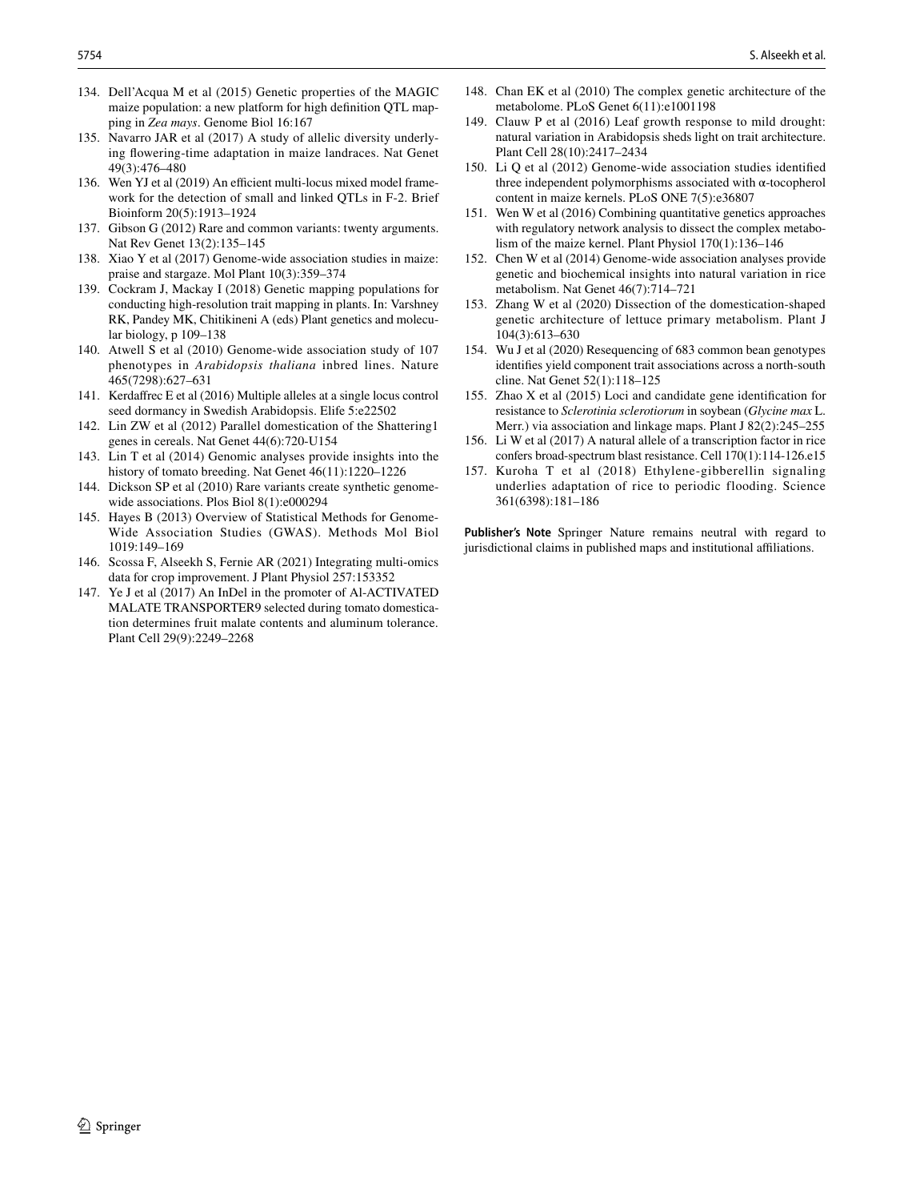134. Dell'Acqua M et al (2015) Genetic properties of the MAGIC maize population: a new platform for high definition QTL mapping in *Zea mays*. Genome Biol 16:167
135. Navarro JAR et al (2017) A study of allelic diversity underlying flowering-time adaptation in maize landraces. Nat Genet 49(3):476–480
136. Wen YJ et al (2019) An efficient multi-locus mixed model framework for the detection of small and linked QTLs in F-2. Brief Bioinform 20(5):1913–1924
137. Gibson G (2012) Rare and common variants: twenty arguments. Nat Rev Genet 13(2):135–145
138. Xiao Y et al (2017) Genome-wide association studies in maize: praise and stargaze. Mol Plant 10(3):359–374
139. Cockram J, Mackay I (2018) Genetic mapping populations for conducting high-resolution trait mapping in plants. In: Varshney RK, Pandey MK, Chitikineni A (eds) Plant genetics and molecular biology, p 109–138
140. Atwell S et al (2010) Genome-wide association study of 107 phenotypes in *Arabidopsis thaliana* inbred lines. Nature 465(7298):627–631
141. Kerdaffrec E et al (2016) Multiple alleles at a single locus control seed dormancy in Swedish Arabidopsis. Elife 5:e22502
142. Lin ZW et al (2012) Parallel domestication of the Shattering1 genes in cereals. Nat Genet 44(6):720-U154
143. Lin T et al (2014) Genomic analyses provide insights into the history of tomato breeding. Nat Genet 46(11):1220–1226
144. Dickson SP et al (2010) Rare variants create synthetic genome-wide associations. Plos Biol 8(1):e000294
145. Hayes B (2013) Overview of Statistical Methods for Genome-Wide Association Studies (GWAS). Methods Mol Biol 1019:149–169
146. Scossa F, Alseekh S, Fernie AR (2021) Integrating multi-omics data for crop improvement. J Plant Physiol 257:153352
147. Ye J et al (2017) An InDel in the promoter of Al-ACTIVATED MALATE TRANSPORTER9 selected during tomato domestication determines fruit malate contents and aluminum tolerance. Plant Cell 29(9):2249–2268
148. Chan EK et al (2010) The complex genetic architecture of the metabolome. PLoS Genet 6(11):e1001198
149. Clauw P et al (2016) Leaf growth response to mild drought: natural variation in Arabidopsis sheds light on trait architecture. Plant Cell 28(10):2417–2434
150. Li Q et al (2012) Genome-wide association studies identified three independent polymorphisms associated with α-tocopherol content in maize kernels. PLoS ONE 7(5):e36807
151. Wen W et al (2016) Combining quantitative genetics approaches with regulatory network analysis to dissect the complex metabolism of the maize kernel. Plant Physiol 170(1):136–146
152. Chen W et al (2014) Genome-wide association analyses provide genetic and biochemical insights into natural variation in rice metabolism. Nat Genet 46(7):714–721
153. Zhang W et al (2020) Dissection of the domestication-shaped genetic architecture of lettuce primary metabolism. Plant J 104(3):613–630
154. Wu J et al (2020) Resequencing of 683 common bean genotypes identifies yield component trait associations across a north-south cline. Nat Genet 52(1):118–125
155. Zhao X et al (2015) Loci and candidate gene identification for resistance to *Sclerotinia sclerotiorum* in soybean (*Glycine max* L. Merr.) via association and linkage maps. Plant J 82(2):245–255
156. Li W et al (2017) A natural allele of a transcription factor in rice confers broad-spectrum blast resistance. Cell 170(1):114-126.e15
157. Kuroha T et al (2018) Ethylene-gibberellin signaling underlies adaptation of rice to periodic flooding. Science 361(6398):181–186

**Publisher's Note** Springer Nature remains neutral with regard to jurisdictional claims in published maps and institutional affiliations.